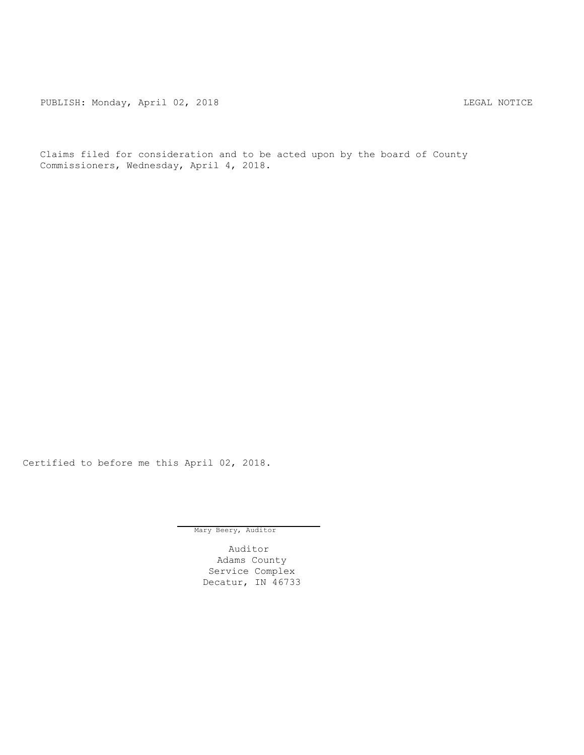PUBLISH: Monday, April 02, 2018 LEGAL NOTICE

Claims filed for consideration and to be acted upon by the board of County Commissioners, Wednesday, April 4, 2018.

Certified to before me this April 02, 2018.

Mary Beery, Auditor

Auditor
Adams County
Service Complex
Decatur, IN 46733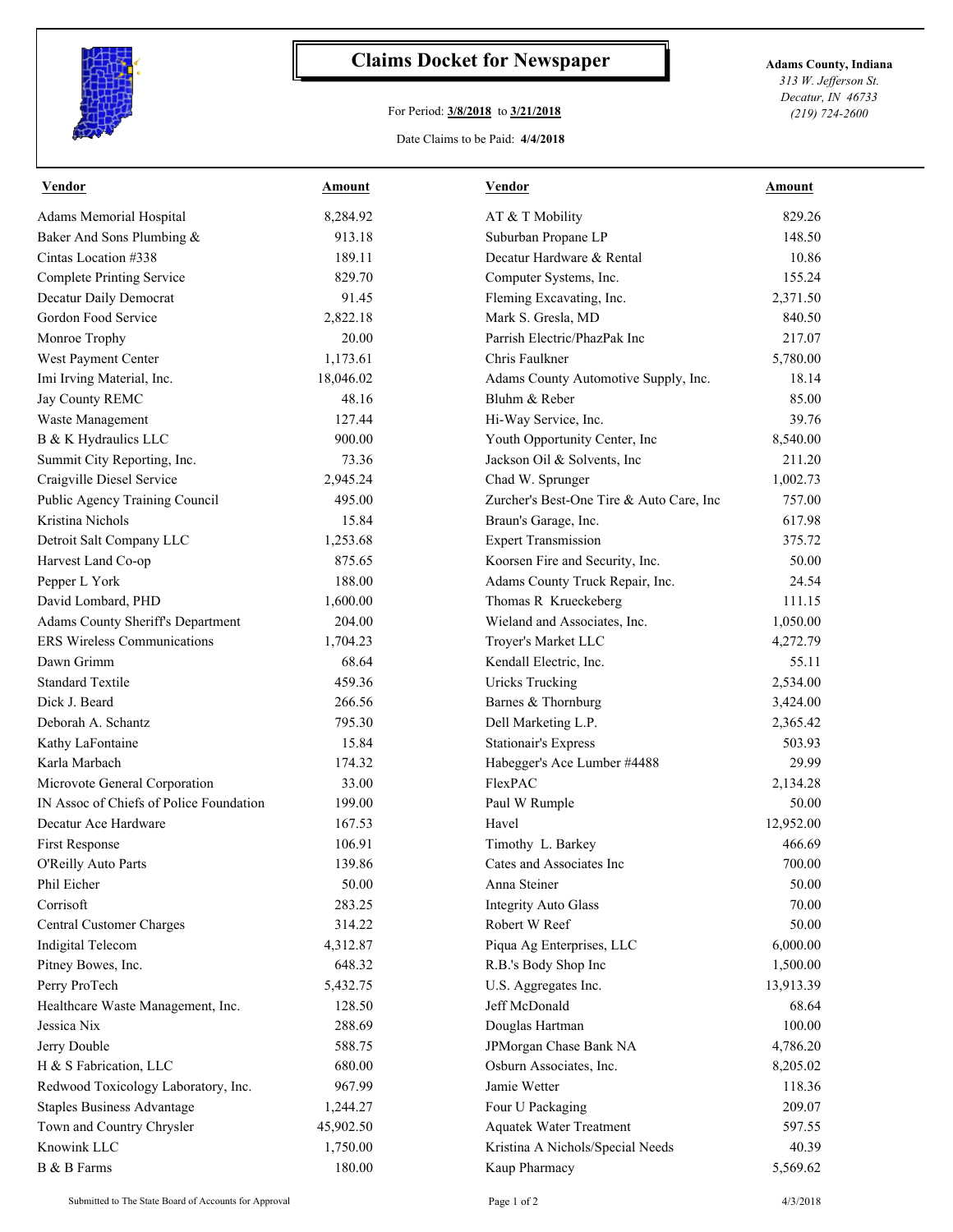# Claims Docket for Newspaper

For Period: **3/8/2018** to **3/21/2018**

Date Claims to be Paid: **4/4/2018**

**Adams County, Indiana**
*313 W. Jefferson St.*
*Decatur, IN 46733*
*(219) 724-2600*

| Vendor | Amount | Vendor | Amount |
|---|---|---|---|
| Adams Memorial Hospital | 8,284.92 | AT & T Mobility | 829.26 |
| Baker And Sons Plumbing & | 913.18 | Suburban Propane LP | 148.50 |
| Cintas Location #338 | 189.11 | Decatur Hardware & Rental | 10.86 |
| Complete Printing Service | 829.70 | Computer Systems, Inc. | 155.24 |
| Decatur Daily Democrat | 91.45 | Fleming Excavating, Inc. | 2,371.50 |
| Gordon Food Service | 2,822.18 | Mark S. Gresla, MD | 840.50 |
| Monroe Trophy | 20.00 | Parrish Electric/PhazPak Inc | 217.07 |
| West Payment Center | 1,173.61 | Chris Faulkner | 5,780.00 |
| Imi Irving Material, Inc. | 18,046.02 | Adams County Automotive Supply, Inc. | 18.14 |
| Jay County REMC | 48.16 | Bluhm & Reber | 85.00 |
| Waste Management | 127.44 | Hi-Way Service, Inc. | 39.76 |
| B & K Hydraulics LLC | 900.00 | Youth Opportunity Center, Inc | 8,540.00 |
| Summit City Reporting, Inc. | 73.36 | Jackson Oil & Solvents, Inc | 211.20 |
| Craigville Diesel Service | 2,945.24 | Chad W. Sprunger | 1,002.73 |
| Public Agency Training Council | 495.00 | Zurcher's Best-One Tire & Auto Care, Inc | 757.00 |
| Kristina Nichols | 15.84 | Braun's Garage, Inc. | 617.98 |
| Detroit Salt Company LLC | 1,253.68 | Expert Transmission | 375.72 |
| Harvest Land Co-op | 875.65 | Koorsen Fire and Security, Inc. | 50.00 |
| Pepper L York | 188.00 | Adams County Truck Repair, Inc. | 24.54 |
| David Lombard, PHD | 1,600.00 | Thomas R Krueckeberg | 111.15 |
| Adams County Sheriff's Department | 204.00 | Wieland and Associates, Inc. | 1,050.00 |
| ERS Wireless Communications | 1,704.23 | Troyer's Market LLC | 4,272.79 |
| Dawn Grimm | 68.64 | Kendall Electric, Inc. | 55.11 |
| Standard Textile | 459.36 | Uricks Trucking | 2,534.00 |
| Dick J. Beard | 266.56 | Barnes & Thornburg | 3,424.00 |
| Deborah A. Schantz | 795.30 | Dell Marketing L.P. | 2,365.42 |
| Kathy LaFontaine | 15.84 | Stationair's Express | 503.93 |
| Karla Marbach | 174.32 | Habegger's Ace Lumber #4488 | 29.99 |
| Microvote General Corporation | 33.00 | FlexPAC | 2,134.28 |
| IN Assoc of Chiefs of Police Foundation | 199.00 | Paul W Rumple | 50.00 |
| Decatur Ace Hardware | 167.53 | Havel | 12,952.00 |
| First Response | 106.91 | Timothy L. Barkey | 466.69 |
| O'Reilly Auto Parts | 139.86 | Cates and Associates Inc | 700.00 |
| Phil Eicher | 50.00 | Anna Steiner | 50.00 |
| Corrisoft | 283.25 | Integrity Auto Glass | 70.00 |
| Central Customer Charges | 314.22 | Robert W Reef | 50.00 |
| Indigital Telecom | 4,312.87 | Piqua Ag Enterprises, LLC | 6,000.00 |
| Pitney Bowes, Inc. | 648.32 | R.B.'s Body Shop Inc | 1,500.00 |
| Perry ProTech | 5,432.75 | U.S. Aggregates Inc. | 13,913.39 |
| Healthcare Waste Management, Inc. | 128.50 | Jeff McDonald | 68.64 |
| Jessica Nix | 288.69 | Douglas Hartman | 100.00 |
| Jerry Double | 588.75 | JPMorgan Chase Bank NA | 4,786.20 |
| H & S Fabrication, LLC | 680.00 | Osburn Associates, Inc. | 8,205.02 |
| Redwood Toxicology Laboratory, Inc. | 967.99 | Jamie Wetter | 118.36 |
| Staples Business Advantage | 1,244.27 | Four U Packaging | 209.07 |
| Town and Country Chrysler | 45,902.50 | Aquatek Water Treatment | 597.55 |
| Knowink LLC | 1,750.00 | Kristina A Nichols/Special Needs | 40.39 |
| B & B Farms | 180.00 | Kaup Pharmacy | 5,569.62 |

Submitted to The State Board of Accounts for Approval

4/3/2018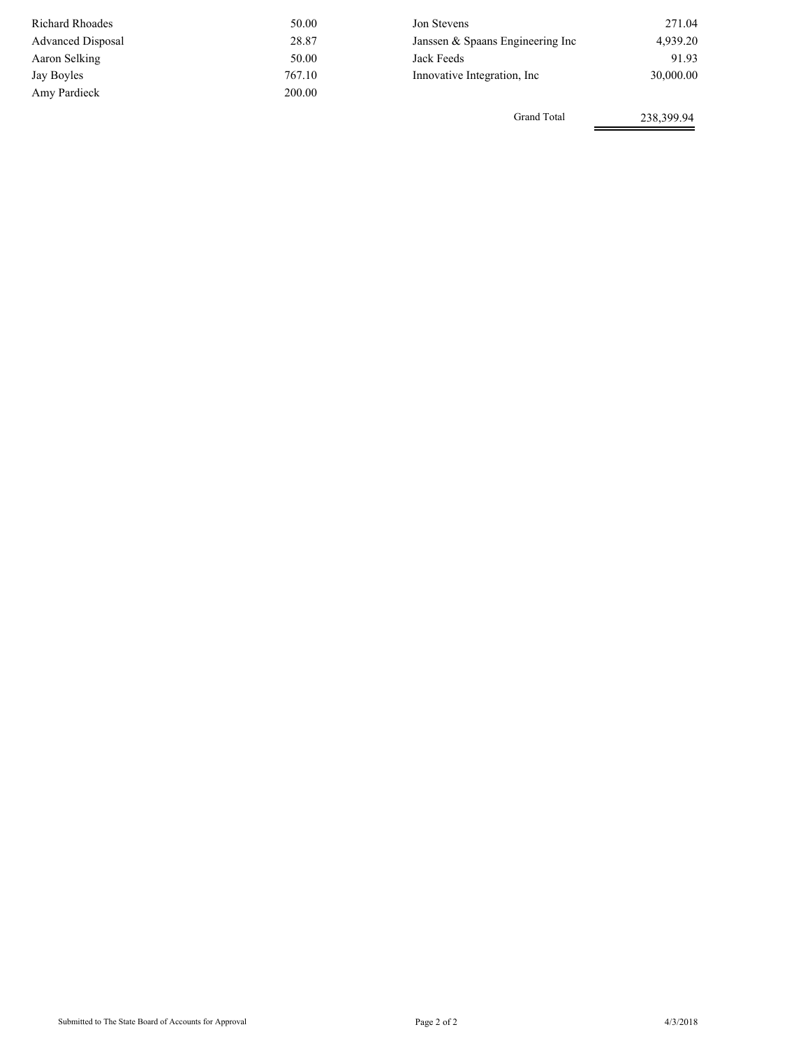| | | | |
|---|---|---|---|
| Richard Rhoades | 50.00 | Jon Stevens | 271.04 |
| Advanced Disposal | 28.87 | Janssen & Spaans Engineering Inc | 4,939.20 |
| Aaron Selking | 50.00 | Jack Feeds | 91.93 |
| Jay Boyles | 767.10 | Innovative Integration, Inc | 30,000.00 |
| Amy Pardieck | 200.00 | | |
| | | Grand Total | 238,399.94 |

Submitted to The State Board of Accounts for Approval

4/3/2018